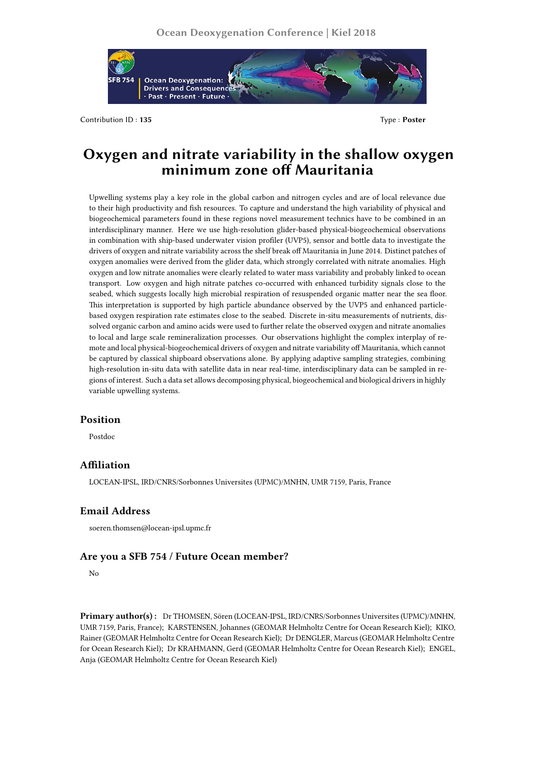Contribution ID : **135**

Type : **Poster**

# Oxygen and nitrate variability in the shallow oxygen minimum zone off Mauritania

Upwelling systems play a key role in the global carbon and nitrogen cycles and are of local relevance due to their high productivity and fish resources. To capture and understand the high variability of physical and biogeochemical parameters found in these regions novel measurement technics have to be combined in an interdisciplinary manner. Here we use high-resolution glider-based physical-biogeochemical observations in combination with ship-based underwater vision profiler (UVP5), sensor and bottle data to investigate the drivers of oxygen and nitrate variability across the shelf break off Mauritania in June 2014. Distinct patches of oxygen anomalies were derived from the glider data, which strongly correlated with nitrate anomalies. High oxygen and low nitrate anomalies were clearly related to water mass variability and probably linked to ocean transport. Low oxygen and high nitrate patches co-occurred with enhanced turbidity signals close to the seabed, which suggests locally high microbial respiration of resuspended organic matter near the sea floor. This interpretation is supported by high particle abundance observed by the UVP5 and enhanced particle-based oxygen respiration rate estimates close to the seabed. Discrete in-situ measurements of nutrients, dissolved organic carbon and amino acids were used to further relate the observed oxygen and nitrate anomalies to local and large scale remineralization processes. Our observations highlight the complex interplay of remote and local physical-biogeochemical drivers of oxygen and nitrate variability off Mauritania, which cannot be captured by classical shipboard observations alone. By applying adaptive sampling strategies, combining high-resolution in-situ data with satellite data in near real-time, interdisciplinary data can be sampled in regions of interest. Such a data set allows decomposing physical, biogeochemical and biological drivers in highly variable upwelling systems.

## Position

Postdoc

## Affiliation

LOCEAN-IPSL, IRD/CNRS/Sorbonnes Universites (UPMC)/MNHN, UMR 7159, Paris, France

## Email Address

soeren.thomsen@locean-ipsl.upmc.fr

## Are you a SFB 754 / Future Ocean member?

No

**Primary author(s) :** Dr THOMSEN, Sören (LOCEAN-IPSL, IRD/CNRS/Sorbonnes Universites (UPMC)/MNHN, UMR 7159, Paris, France); KARSTENSEN, Johannes (GEOMAR Helmholtz Centre for Ocean Research Kiel); KIKO, Rainer (GEOMAR Helmholtz Centre for Ocean Research Kiel); Dr DENGLER, Marcus (GEOMAR Helmholtz Centre for Ocean Research Kiel); Dr KRAHMANN, Gerd (GEOMAR Helmholtz Centre for Ocean Research Kiel); ENGEL, Anja (GEOMAR Helmholtz Centre for Ocean Research Kiel)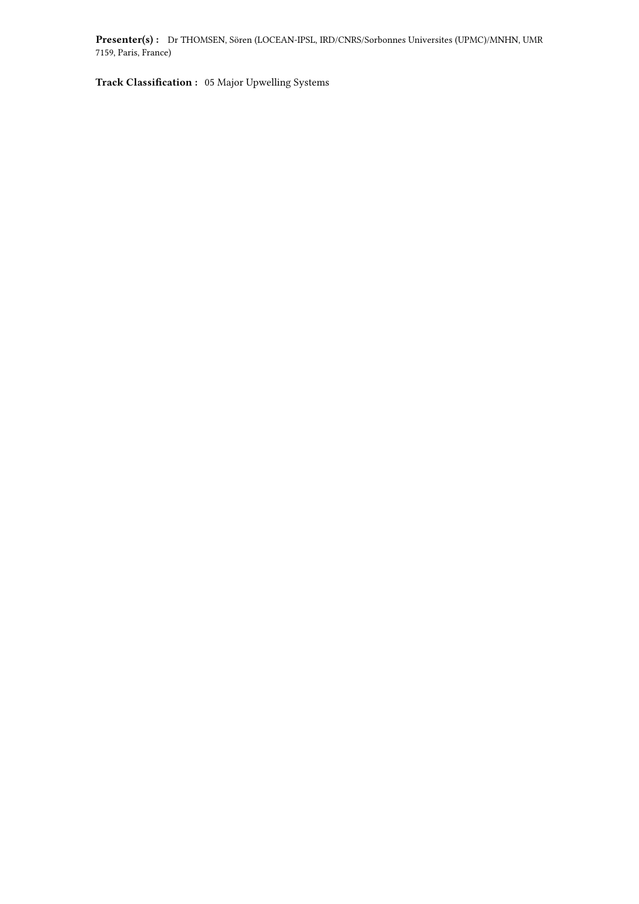**Presenter(s) :** Dr THOMSEN, Sören (LOCEAN-IPSL, IRD/CNRS/Sorbonnes Universites (UPMC)/MNHN, UMR 7159, Paris, France)

**Track Classification :** 05 Major Upwelling Systems